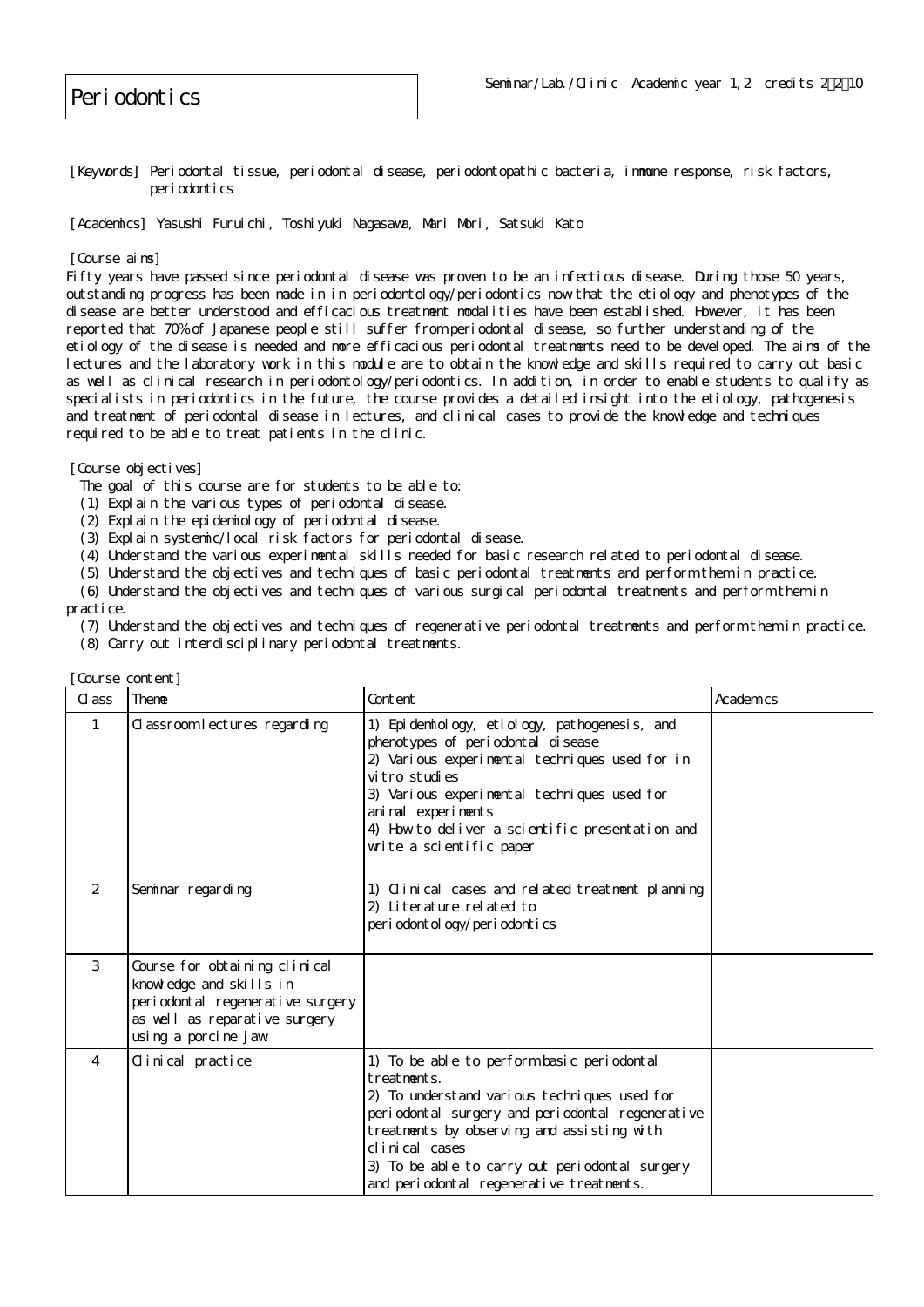# Periodontics

Seminar/Lab./Clinic Academic year 1,2 credits 2・2・10

[Keywords] Periodontal tissue, periodontal disease, periodontopathic bacteria, immune response, risk factors, periodontics

[Academics] Yasushi Furuichi, Toshiyuki Nagasawa, Mari Mori, Satsuki Kato

[Course aims]

Fifty years have passed since periodontal disease was proven to be an infectious disease. During those 50 years, outstanding progress has been made in in periodontology/periodontics now that the etiology and phenotypes of the disease are better understood and efficacious treatment modalities have been established. However, it has been reported that 70% of Japanese people still suffer from periodontal disease, so further understanding of the etiology of the disease is needed and more efficacious periodontal treatments need to be developed. The aims of the lectures and the laboratory work in this module are to obtain the knowledge and skills required to carry out basic as well as clinical research in periodontology/periodontics. In addition, in order to enable students to qualify as specialists in periodontics in the future, the course provides a detailed insight into the etiology, pathogenesis and treatment of periodontal disease in lectures, and clinical cases to provide the knowledge and techniques required to be able to treat patients in the clinic.

[Course objectives]

The goal of this course are for students to be able to:

(1) Explain the various types of periodontal disease.
(2) Explain the epidemiology of periodontal disease.
(3) Explain systemic/local risk factors for periodontal disease.
(4) Understand the various experimental skills needed for basic research related to periodontal disease.
(5) Understand the objectives and techniques of basic periodontal treatments and perform them in practice.
(6) Understand the objectives and techniques of various surgical periodontal treatments and perform them in practice.
(7) Understand the objectives and techniques of regenerative periodontal treatments and perform them in practice.
(8) Carry out interdisciplinary periodontal treatments.

[Course content]

| Class | Theme | Content | Academics |
|---|---|---|---|
| 1 | Classroom lectures regarding | 1) Epidemiology, etiology, pathogenesis, and phenotypes of periodontal disease<br>2) Various experimental techniques used for in vitro studies<br>3) Various experimental techniques used for animal experiments<br>4) How to deliver a scientific presentation and write a scientific paper | |
| 2 | Seminar regarding | 1) Clinical cases and related treatment planning<br>2) Literature related to periodontology/periodontics | |
| 3 | Course for obtaining clinical knowledge and skills in periodontal regenerative surgery as well as reparative surgery using a porcine jaw | | |
| 4 | Clinical practice | 1) To be able to perform basic periodontal treatments.<br>2) To understand various techniques used for periodontal surgery and periodontal regenerative treatments by observing and assisting with clinical cases<br>3) To be able to carry out periodontal surgery and periodontal regenerative treatments. | |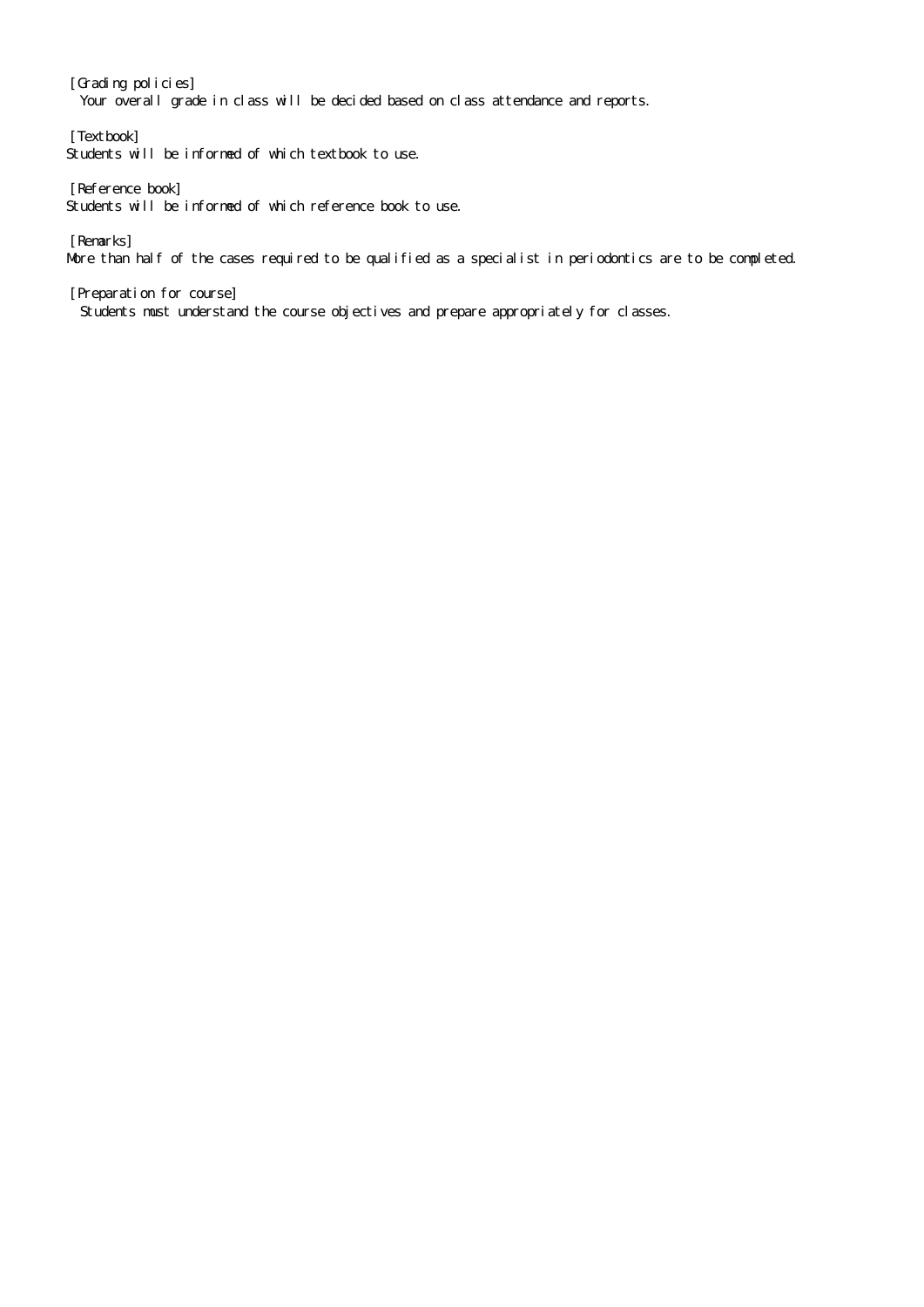[Grading policies]
Your overall grade in class will be decided based on class attendance and reports.

[Textbook]
Students will be informed of which textbook to use.

[Reference book]
Students will be informed of which reference book to use.

[Remarks]
More than half of the cases required to be qualified as a specialist in periodontics are to be completed.

[Preparation for course]
Students must understand the course objectives and prepare appropriately for classes.